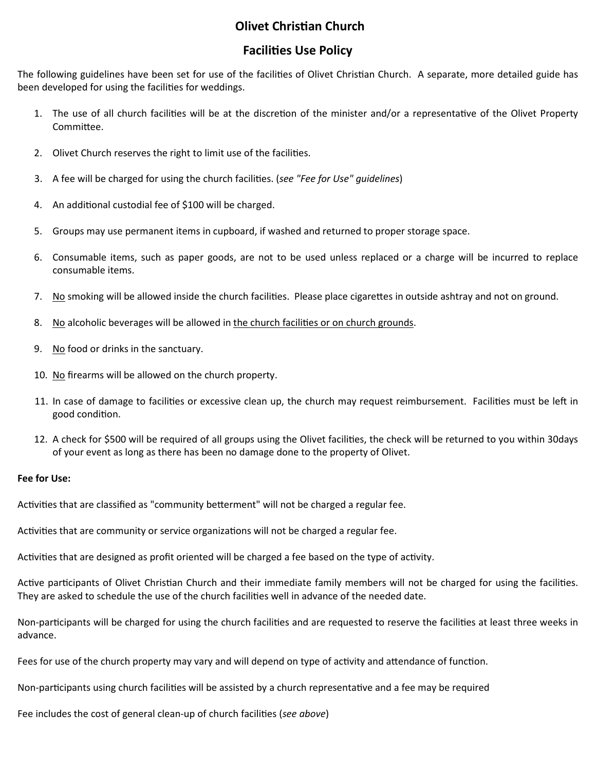# Olivet Christian Church

## Facilities Use Policy

The following guidelines have been set for use of the facilities of Olivet Christian Church. A separate, more detailed guide has been developed for using the facilities for weddings.

1. The use of all church facilities will be at the discretion of the minister and/or a representative of the Olivet Property Committee.

2. Olivet Church reserves the right to limit use of the facilities.

3. A fee will be charged for using the church facilities. (*see "Fee for Use" guidelines*)

4. An additional custodial fee of $100 will be charged.

5. Groups may use permanent items in cupboard, if washed and returned to proper storage space.

6. Consumable items, such as paper goods, are not to be used unless replaced or a charge will be incurred to replace consumable items.

7. <u>No</u> smoking will be allowed inside the church facilities. Please place cigarettes in outside ashtray and not on ground.

8. <u>No</u> alcoholic beverages will be allowed in <u>the church facilities or on church grounds</u>.

9. <u>No</u> food or drinks in the sanctuary.

10. <u>No</u> firearms will be allowed on the church property.

11. In case of damage to facilities or excessive clean up, the church may request reimbursement. Facilities must be left in good condition.

12. A check for $500 will be required of all groups using the Olivet facilities, the check will be returned to you within 30days of your event as long as there has been no damage done to the property of Olivet.

**Fee for Use:**

Activities that are classified as "community betterment" will not be charged a regular fee.

Activities that are community or service organizations will not be charged a regular fee.

Activities that are designed as profit oriented will be charged a fee based on the type of activity.

Active participants of Olivet Christian Church and their immediate family members will not be charged for using the facilities. They are asked to schedule the use of the church facilities well in advance of the needed date.

Non-participants will be charged for using the church facilities and are requested to reserve the facilities at least three weeks in advance.

Fees for use of the church property may vary and will depend on type of activity and attendance of function.

Non-participants using church facilities will be assisted by a church representative and a fee may be required

Fee includes the cost of general clean-up of church facilities (*see above*)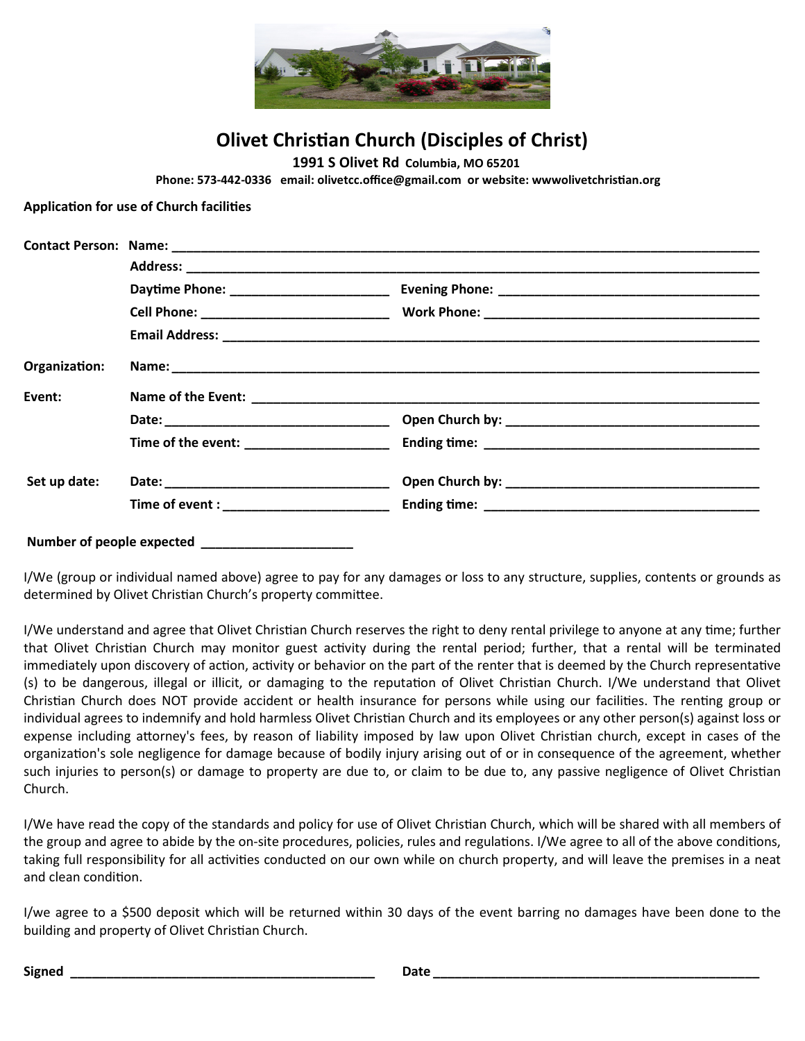# Olivet Christian Church (Disciples of Christ)

**1991 S Olivet Rd** Columbia, MO 65201

**Phone: 573-442-0336 email: olivetcc.office@gmail.com or website: wwwolivetchristian.org**

**Application for use of Church facilities**

**Contact Person:** **Name:** ______________________________________________

**Address:** ______________________________________________

**Daytime Phone:** ____________________ **Evening Phone:** ____________________

**Cell Phone:** ____________________ **Work Phone:** ____________________

**Email Address:** ______________________________________________

**Organization:** **Name:** ______________________________________________

**Event:** **Name of the Event:** ______________________________________________

**Date:** ____________________ **Open Church by:** ____________________

**Time of the event:** ____________________ **Ending time:** ____________________

**Set up date:** **Date:** ____________________ **Open Church by:** ____________________

**Time of event :** ____________________ **Ending time:** ____________________

**Number of people expected** ____________________

I/We (group or individual named above) agree to pay for any damages or loss to any structure, supplies, contents or grounds as determined by Olivet Christian Church's property committee.

I/We understand and agree that Olivet Christian Church reserves the right to deny rental privilege to anyone at any time; further that Olivet Christian Church may monitor guest activity during the rental period; further, that a rental will be terminated immediately upon discovery of action, activity or behavior on the part of the renter that is deemed by the Church representative (s) to be dangerous, illegal or illicit, or damaging to the reputation of Olivet Christian Church. I/We understand that Olivet Christian Church does NOT provide accident or health insurance for persons while using our facilities. The renting group or individual agrees to indemnify and hold harmless Olivet Christian Church and its employees or any other person(s) against loss or expense including attorney's fees, by reason of liability imposed by law upon Olivet Christian church, except in cases of the organization's sole negligence for damage because of bodily injury arising out of or in consequence of the agreement, whether such injuries to person(s) or damage to property are due to, or claim to be due to, any passive negligence of Olivet Christian Church.

I/We have read the copy of the standards and policy for use of Olivet Christian Church, which will be shared with all members of the group and agree to abide by the on-site procedures, policies, rules and regulations. I/We agree to all of the above conditions, taking full responsibility for all activities conducted on our own while on church property, and will leave the premises in a neat and clean condition.

I/we agree to a $500 deposit which will be returned within 30 days of the event barring no damages have been done to the building and property of Olivet Christian Church.

**Signed** ______________________________ **Date** ______________________________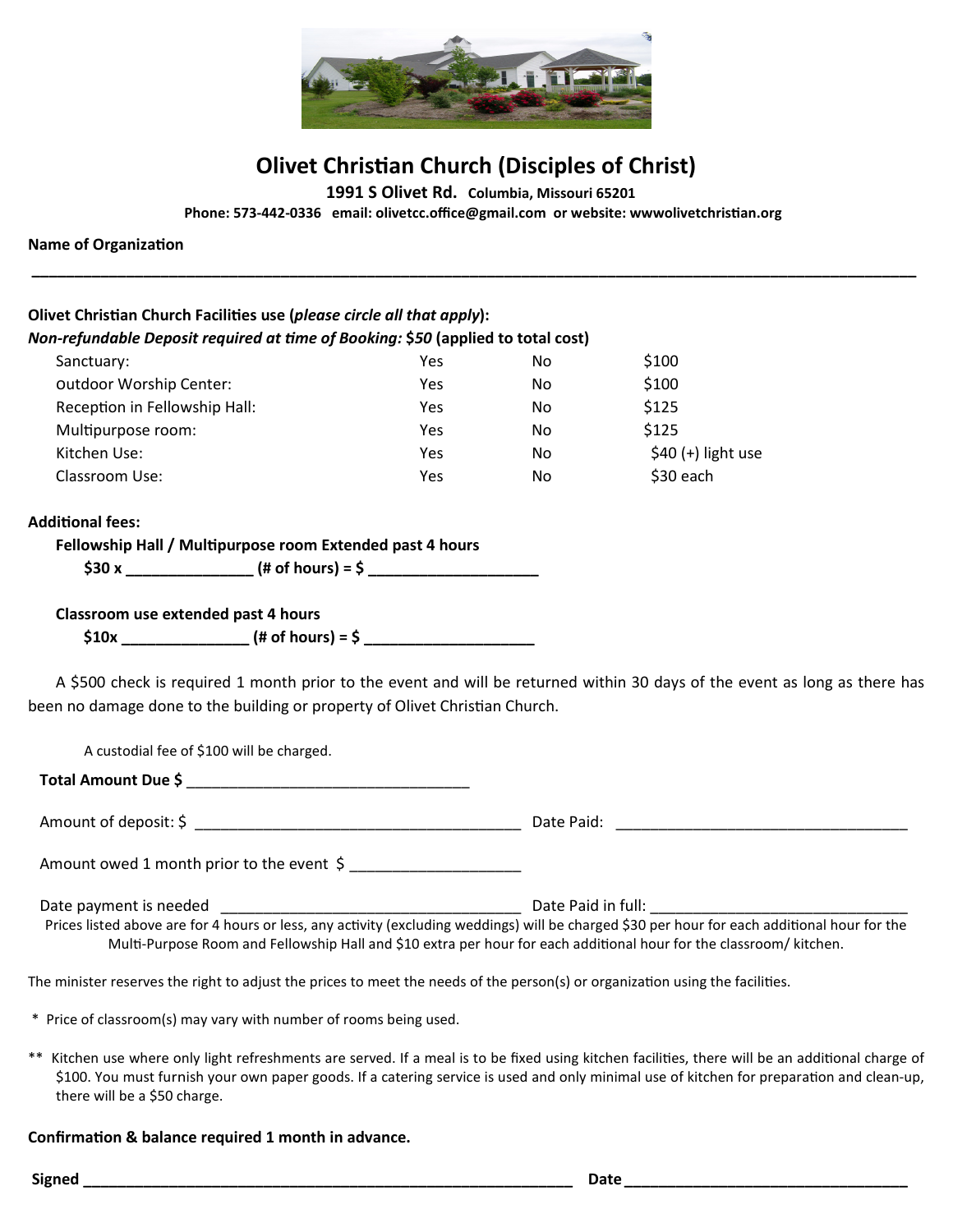# Olivet Christian Church (Disciples of Christ)

**1991 S Olivet Rd.** **Columbia, Missouri 65201**

**Phone: 573-442-0336 email: olivetcc.office@gmail.com or website: wwwolivetchristian.org**

**Name of Organization**

______________________________________________________________________________________________

**Olivet Christian Church Facilities use (*please circle all that apply*):**

***Non-refundable Deposit required at time of Booking:*** **$50** **(applied to total cost)**

| | | | |
|---|---|---|---|
| Sanctuary: | Yes | No | $100 |
| outdoor Worship Center: | Yes | No | $100 |
| Reception in Fellowship Hall: | Yes | No | $125 |
| Multipurpose room: | Yes | No | $125 |
| Kitchen Use: | Yes | No | $40 (+) light use |
| Classroom Use: | Yes | No | $30 each |

**Additional fees:**

**Fellowship Hall / Multipurpose room Extended past 4 hours**

**$30 x _______________ (# of hours) = $ ____________________**

**Classroom use extended past 4 hours**

**$10x _______________ (# of hours) = $ ____________________**

A $500 check is required 1 month prior to the event and will be returned within 30 days of the event as long as there has been no damage done to the building or property of Olivet Christian Church.

A custodial fee of $100 will be charged.

**Total Amount Due $** _________________________________

Amount of deposit: $ _______________________________________ Date Paid: __________________________________

Amount owed 1 month prior to the event $ ____________________

Date payment is needed ____________________________________ Date Paid in full: ______________________________

Prices listed above are for 4 hours or less, any activity (excluding weddings) will be charged $30 per hour for each additional hour for the Multi-Purpose Room and Fellowship Hall and $10 extra per hour for each additional hour for the classroom/ kitchen.

The minister reserves the right to adjust the prices to meet the needs of the person(s) or organization using the facilities.

\* Price of classroom(s) may vary with number of rooms being used.

\*\* Kitchen use where only light refreshments are served. If a meal is to be fixed using kitchen facilities, there will be an additional charge of $100. You must furnish your own paper goods. If a catering service is used and only minimal use of kitchen for preparation and clean-up, there will be a $50 charge.

**Confirmation & balance required 1 month in advance.**

**Signed** ____________________________________________________________ **Date** __________________________________